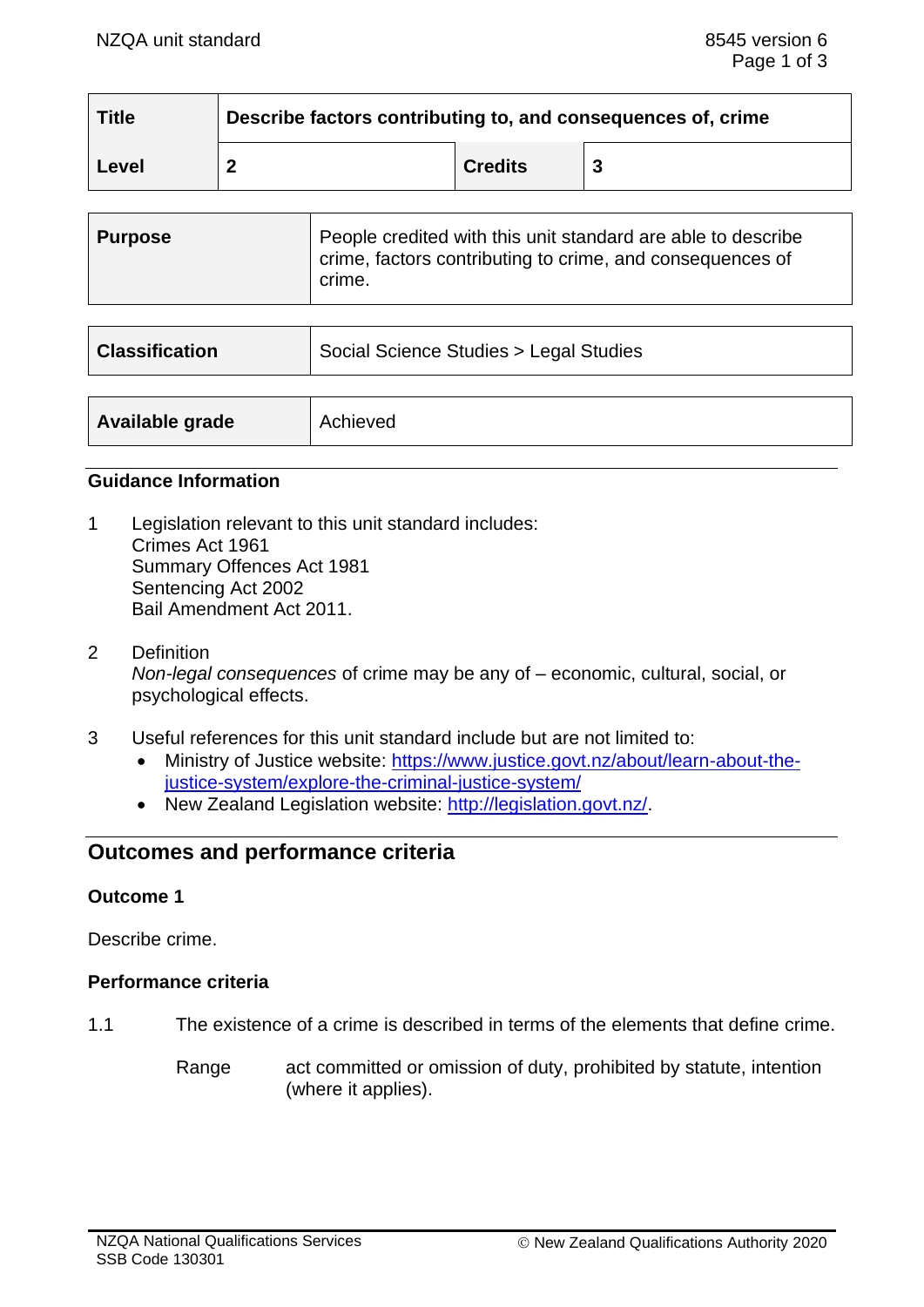| Title | Describe factors contributing to, and consequences of, crime | | |
|---|---|---|---|
| Level | 2 | Credits | 3 |

| Purpose | People credited with this unit standard are able to describe crime, factors contributing to crime, and consequences of crime. |
|---|---|

| Classification | Social Science Studies > Legal Studies |
|---|---|

| Available grade | Achieved |
|---|---|

### Guidance Information

1 Legislation relevant to this unit standard includes:
Crimes Act 1961
Summary Offences Act 1981
Sentencing Act 2002
Bail Amendment Act 2011.

2 Definition
*Non-legal consequences* of crime may be any of – economic, cultural, social, or psychological effects.

3 Useful references for this unit standard include but are not limited to:
- Ministry of Justice website: https://www.justice.govt.nz/about/learn-about-the-justice-system/explore-the-criminal-justice-system/
- New Zealand Legislation website: http://legislation.govt.nz/.

## Outcomes and performance criteria

### Outcome 1

Describe crime.

### Performance criteria

1.1 The existence of a crime is described in terms of the elements that define crime.

Range act committed or omission of duty, prohibited by statute, intention (where it applies).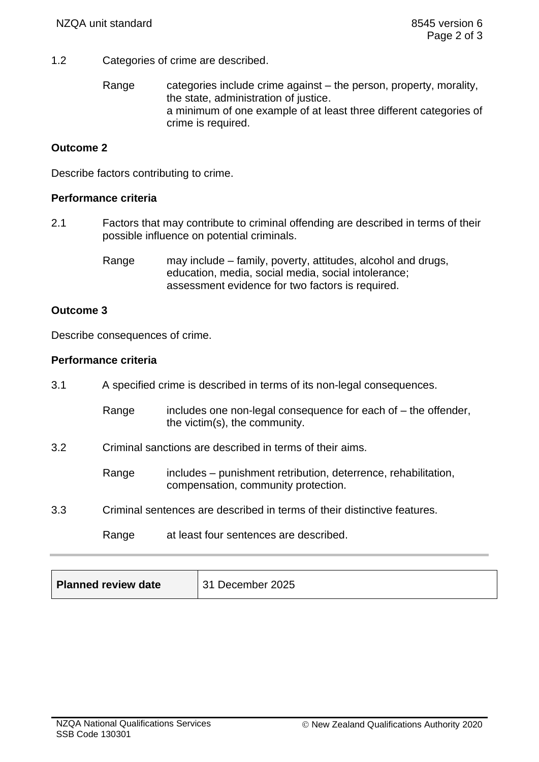1.2 Categories of crime are described.

Range: categories include crime against – the person, property, morality, the state, administration of justice.
a minimum of one example of at least three different categories of crime is required.

**Outcome 2**

Describe factors contributing to crime.

**Performance criteria**

2.1 Factors that may contribute to criminal offending are described in terms of their possible influence on potential criminals.

Range: may include – family, poverty, attitudes, alcohol and drugs, education, media, social media, social intolerance;
assessment evidence for two factors is required.

**Outcome 3**

Describe consequences of crime.

**Performance criteria**

3.1 A specified crime is described in terms of its non-legal consequences.

Range: includes one non-legal consequence for each of – the offender, the victim(s), the community.

3.2 Criminal sanctions are described in terms of their aims.

Range: includes – punishment retribution, deterrence, rehabilitation, compensation, community protection.

3.3 Criminal sentences are described in terms of their distinctive features.

Range: at least four sentences are described.

| **Planned review date** | 31 December 2025 |
|---|---|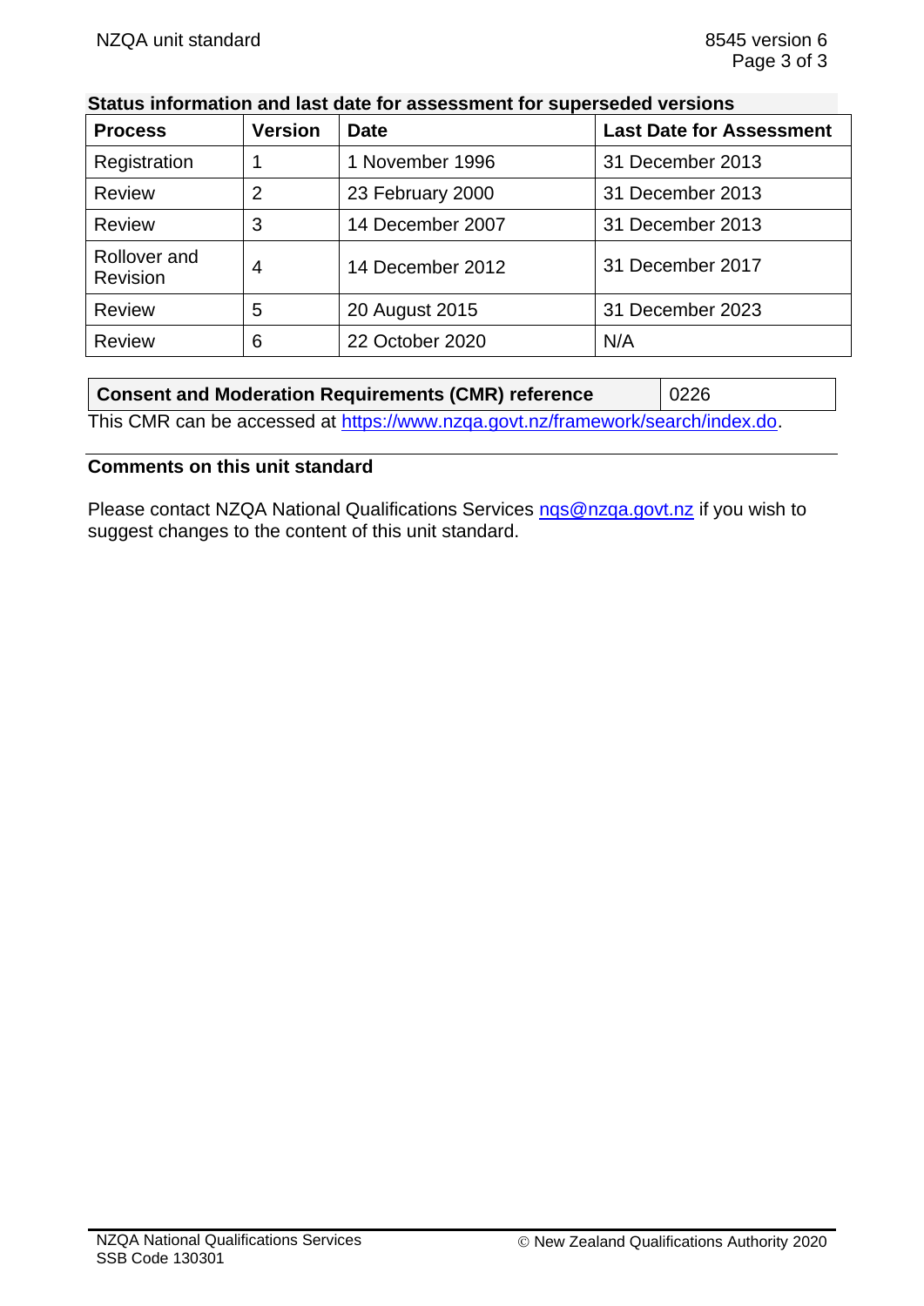**Status information and last date for assessment for superseded versions**

| Process | Version | Date | Last Date for Assessment |
|---|---|---|---|
| Registration | 1 | 1 November 1996 | 31 December 2013 |
| Review | 2 | 23 February 2000 | 31 December 2013 |
| Review | 3 | 14 December 2007 | 31 December 2013 |
| Rollover and Revision | 4 | 14 December 2012 | 31 December 2017 |
| Review | 5 | 20 August 2015 | 31 December 2023 |
| Review | 6 | 22 October 2020 | N/A |

| Consent and Moderation Requirements (CMR) reference | 0226 |
|---|---|

This CMR can be accessed at https://www.nzqa.govt.nz/framework/search/index.do.

## Comments on this unit standard

Please contact NZQA National Qualifications Services nqs@nzqa.govt.nz if you wish to suggest changes to the content of this unit standard.